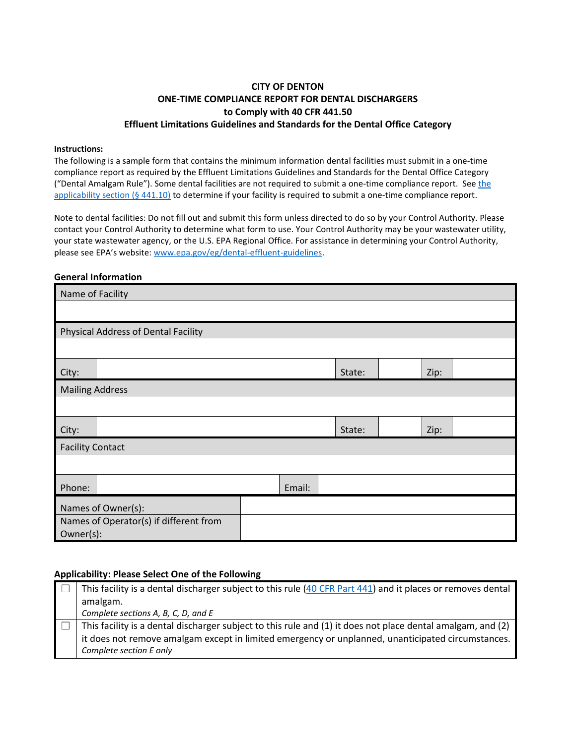**CITY OF DENTON**
**ONE-TIME COMPLIANCE REPORT FOR DENTAL DISCHARGERS**
**to Comply with 40 CFR 441.50**
**Effluent Limitations Guidelines and Standards for the Dental Office Category**

**Instructions:**

The following is a sample form that contains the minimum information dental facilities must submit in a one-time compliance report as required by the Effluent Limitations Guidelines and Standards for the Dental Office Category ("Dental Amalgam Rule"). Some dental facilities are not required to submit a one-time compliance report. See [the applicability section (§ 441.10)]() to determine if your facility is required to submit a one-time compliance report.

Note to dental facilities: Do not fill out and submit this form unless directed to do so by your Control Authority. Please contact your Control Authority to determine what form to use. Your Control Authority may be your wastewater utility, your state wastewater agency, or the U.S. EPA Regional Office. For assistance in determining your Control Authority, please see EPA's website: [www.epa.gov/eg/dental-effluent-guidelines]().

### General Information

| Name of Facility | | | | | |
|---|---|---|---|---|---|
| | | | | | |
| **Physical Address of Dental Facility** | | | | | |
| | | | | | |
| City: | | State: | | Zip: | |
| **Mailing Address** | | | | | |
| | | | | | |
| City: | | State: | | Zip: | |
| **Facility Contact** | | | | | |
| | | | | | |
| Phone: | | Email: | | | |
| Names of Owner(s): | | | | | |
| Names of Operator(s) if different from Owner(s): | | | | | |

### Applicability: Please Select One of the Following

| | |
|---|---|
| ☐ | This facility is a dental discharger subject to this rule ([40 CFR Part 441]()) and it places or removes dental amalgam. *Complete sections A, B, C, D, and E* |
| ☐ | This facility is a dental discharger subject to this rule and (1) it does not place dental amalgam, and (2) it does not remove amalgam except in limited emergency or unplanned, unanticipated circumstances. *Complete section E only* |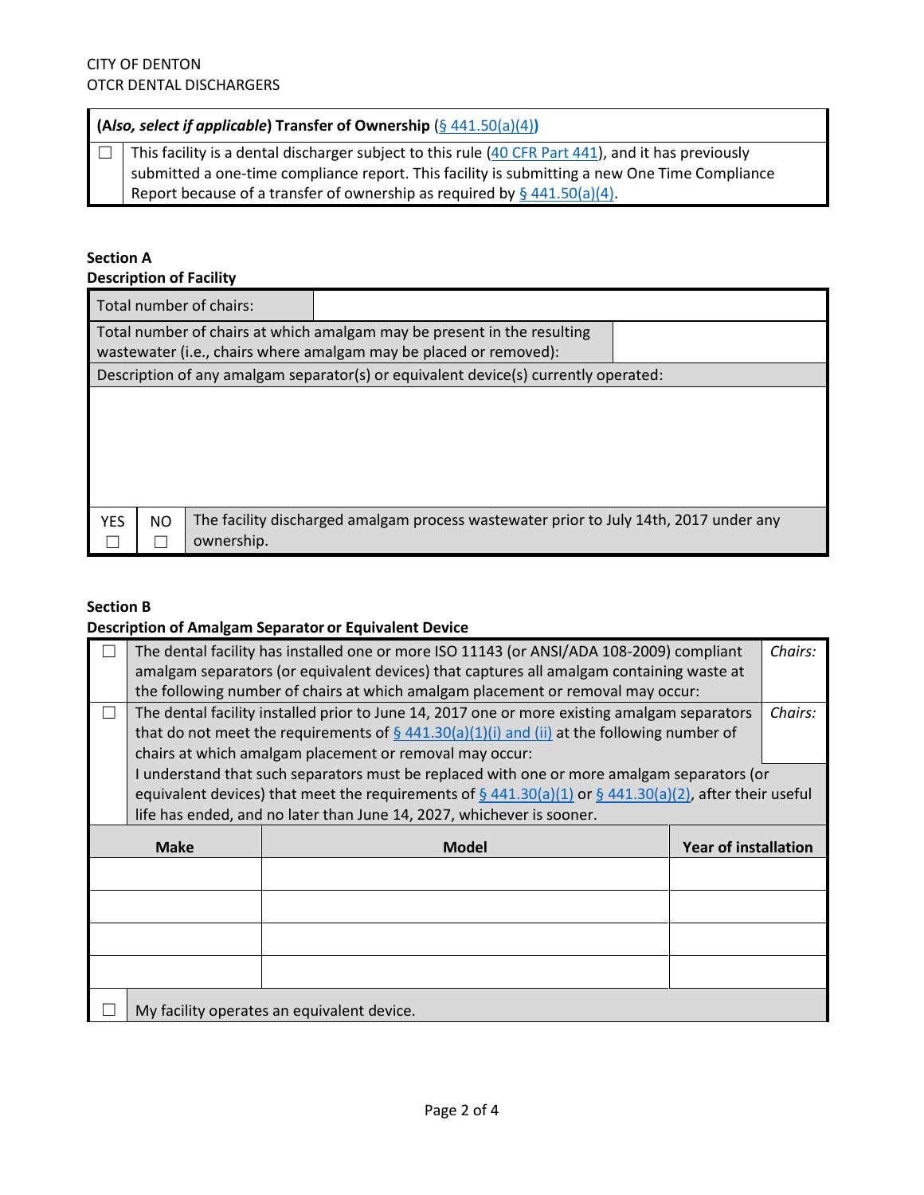| (*Also, select if applicable*) **Transfer of Ownership** (§ 441.50(a)(4)) | |
|---|---|
| ☐ | This facility is a dental discharger subject to this rule (40 CFR Part 441), and it has previously submitted a one-time compliance report. This facility is submitting a new One Time Compliance Report because of a transfer of ownership as required by § 441.50(a)(4). |

**Section A**
**Description of Facility**

| Total number of chairs: | |
|---|---|
| Total number of chairs at which amalgam may be present in the resulting wastewater (i.e., chairs where amalgam may be placed or removed): | |
| Description of any amalgam separator(s) or equivalent device(s) currently operated: | |
| | |

| YES | NO | |
|---|---|---|
| ☐ | ☐ | The facility discharged amalgam process wastewater prior to July 14th, 2017 under any ownership. |

**Section B**
**Description of Amalgam Separator or Equivalent Device**

| | | |
|---|---|---|
| ☐ | The dental facility has installed one or more ISO 11143 (or ANSI/ADA 108-2009) compliant amalgam separators (or equivalent devices) that captures all amalgam containing waste at the following number of chairs at which amalgam placement or removal may occur: | *Chairs:* |
| ☐ | The dental facility installed prior to June 14, 2017 one or more existing amalgam separators that do not meet the requirements of § 441.30(a)(1)(i) and (ii) at the following number of chairs at which amalgam placement or removal may occur: | *Chairs:* |
| | I understand that such separators must be replaced with one or more amalgam separators (or equivalent devices) that meet the requirements of § 441.30(a)(1) or § 441.30(a)(2), after their useful life has ended, and no later than June 14, 2027, whichever is sooner. | |

| Make | Model | Year of installation |
|---|---|---|
| | | |
| | | |
| | | |
| | | |

☐ My facility operates an equivalent device.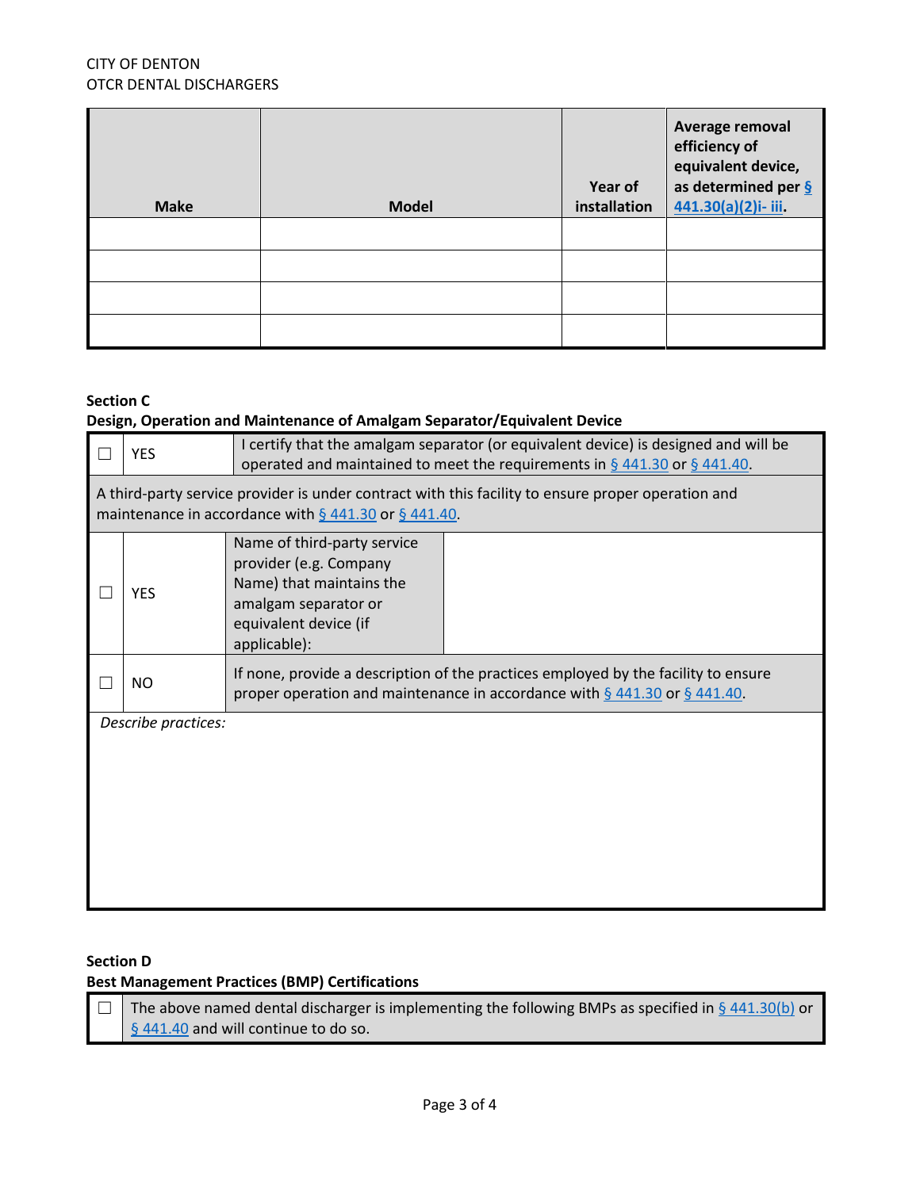| Make | Model | Year of installation | Average removal efficiency of equivalent device, as determined per § 441.30(a)(2)i- iii. |
|---|---|---|---|
| | | | |
| | | | |
| | | | |
| | | | |

**Section C**
**Design, Operation and Maintenance of Amalgam Separator/Equivalent Device**

| ☐ | YES | I certify that the amalgam separator (or equivalent device) is designed and will be operated and maintained to meet the requirements in § 441.30 or § 441.40. |
|---|---|---|

A third-party service provider is under contract with this facility to ensure proper operation and maintenance in accordance with § 441.30 or § 441.40.

| ☐ | YES | Name of third-party service provider (e.g. Company Name) that maintains the amalgam separator or equivalent device (if applicable): | |
|---|---|---|---|
| ☐ | NO | If none, provide a description of the practices employed by the facility to ensure proper operation and maintenance in accordance with § 441.30 or § 441.40. | |

*Describe practices:*

**Section D**
**Best Management Practices (BMP) Certifications**

| ☐ | The above named dental discharger is implementing the following BMPs as specified in § 441.30(b) or § 441.40 and will continue to do so. |
|---|---|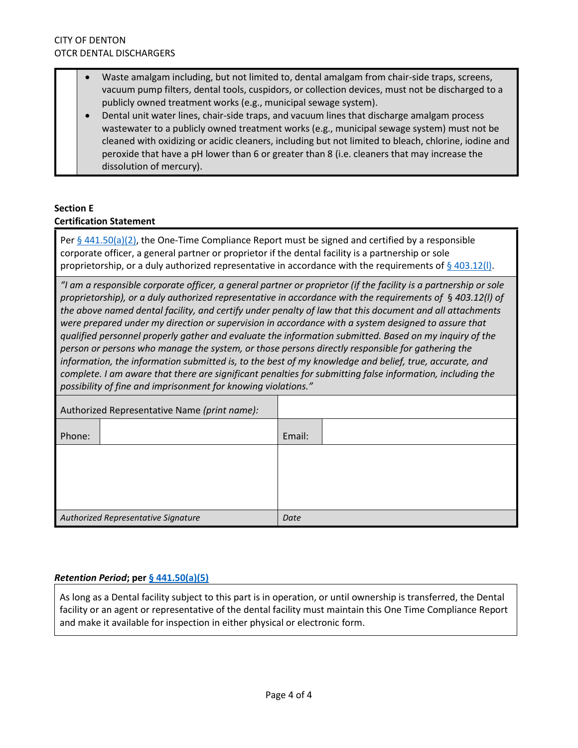- Waste amalgam including, but not limited to, dental amalgam from chair-side traps, screens, vacuum pump filters, dental tools, cuspidors, or collection devices, must not be discharged to a publicly owned treatment works (e.g., municipal sewage system).
- Dental unit water lines, chair-side traps, and vacuum lines that discharge amalgam process wastewater to a publicly owned treatment works (e.g., municipal sewage system) must not be cleaned with oxidizing or acidic cleaners, including but not limited to bleach, chlorine, iodine and peroxide that have a pH lower than 6 or greater than 8 (i.e. cleaners that may increase the dissolution of mercury).

**Section E**
**Certification Statement**

Per § 441.50(a)(2), the One-Time Compliance Report must be signed and certified by a responsible corporate officer, a general partner or proprietor if the dental facility is a partnership or sole proprietorship, or a duly authorized representative in accordance with the requirements of § 403.12(l).

*"I am a responsible corporate officer, a general partner or proprietor (if the facility is a partnership or sole proprietorship), or a duly authorized representative in accordance with the requirements of § 403.12(l) of the above named dental facility, and certify under penalty of law that this document and all attachments were prepared under my direction or supervision in accordance with a system designed to assure that qualified personnel properly gather and evaluate the information submitted. Based on my inquiry of the person or persons who manage the system, or those persons directly responsible for gathering the information, the information submitted is, to the best of my knowledge and belief, true, accurate, and complete. I am aware that there are significant penalties for submitting false information, including the possibility of fine and imprisonment for knowing violations."*

| | | | |
|---|---|---|---|
| Authorized Representative Name *(print name)*: | | | |
| Phone: | | Email: | |
| | | | |
| *Authorized Representative Signature* | | *Date* | |

***Retention Period*; per § 441.50(a)(5)**

As long as a Dental facility subject to this part is in operation, or until ownership is transferred, the Dental facility or an agent or representative of the dental facility must maintain this One Time Compliance Report and make it available for inspection in either physical or electronic form.